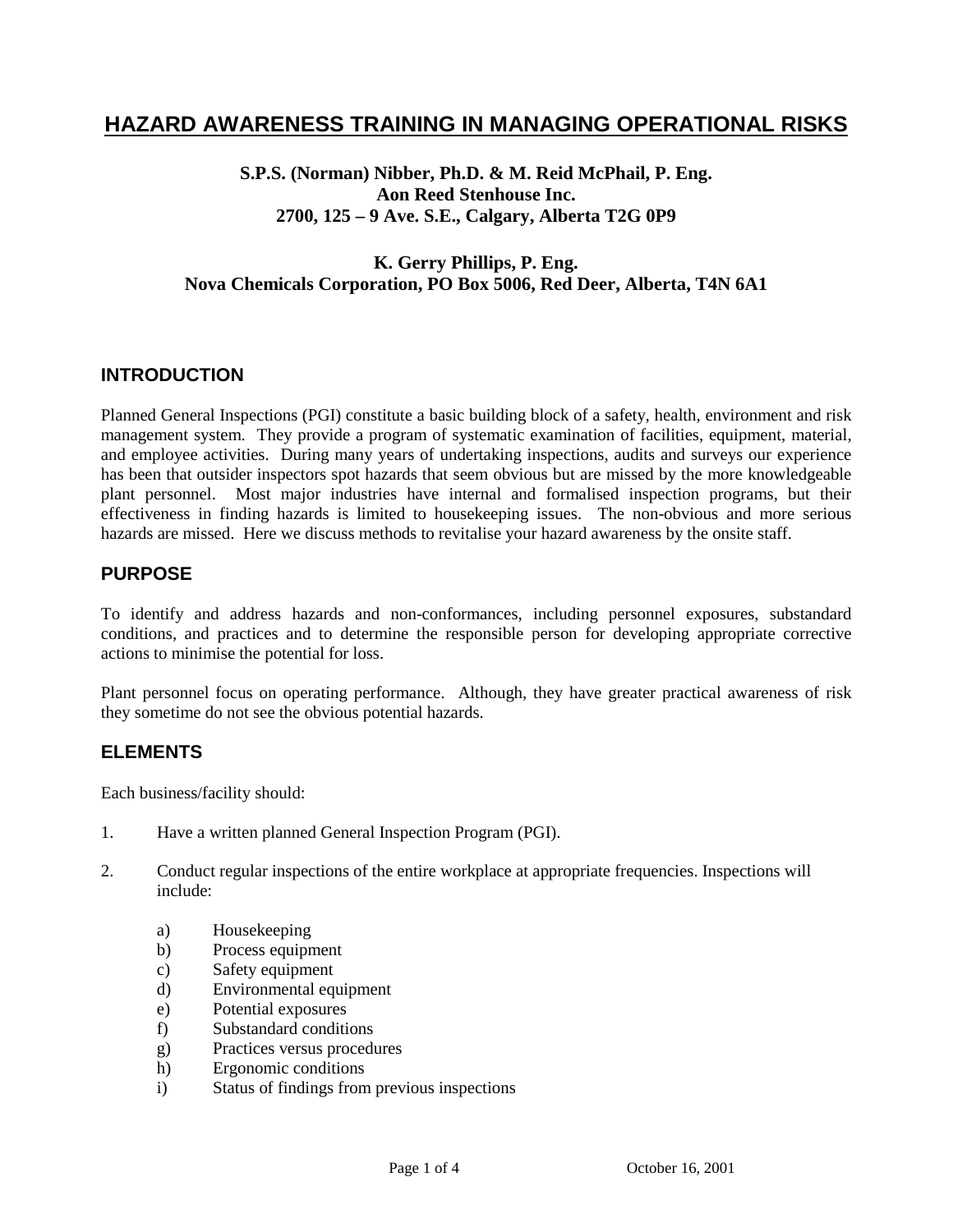# HAZARD AWARENESS TRAINING IN MANAGING OPERATIONAL RISKS

**S.P.S. (Norman) Nibber, Ph.D. & M. Reid McPhail, P. Eng.**
**Aon Reed Stenhouse Inc.**
**2700, 125 – 9 Ave. S.E., Calgary, Alberta T2G 0P9**

**K. Gerry Phillips, P. Eng.**
**Nova Chemicals Corporation, PO Box 5006, Red Deer, Alberta, T4N 6A1**

## INTRODUCTION

Planned General Inspections (PGI) constitute a basic building block of a safety, health, environment and risk management system. They provide a program of systematic examination of facilities, equipment, material, and employee activities. During many years of undertaking inspections, audits and surveys our experience has been that outsider inspectors spot hazards that seem obvious but are missed by the more knowledgeable plant personnel. Most major industries have internal and formalised inspection programs, but their effectiveness in finding hazards is limited to housekeeping issues. The non-obvious and more serious hazards are missed. Here we discuss methods to revitalise your hazard awareness by the onsite staff.

## PURPOSE

To identify and address hazards and non-conformances, including personnel exposures, substandard conditions, and practices and to determine the responsible person for developing appropriate corrective actions to minimise the potential for loss.

Plant personnel focus on operating performance. Although, they have greater practical awareness of risk they sometime do not see the obvious potential hazards.

## ELEMENTS

Each business/facility should:

1. Have a written planned General Inspection Program (PGI).

2. Conduct regular inspections of the entire workplace at appropriate frequencies. Inspections will include:

   a) Housekeeping
   b) Process equipment
   c) Safety equipment
   d) Environmental equipment
   e) Potential exposures
   f) Substandard conditions
   g) Practices versus procedures
   h) Ergonomic conditions
   i) Status of findings from previous inspections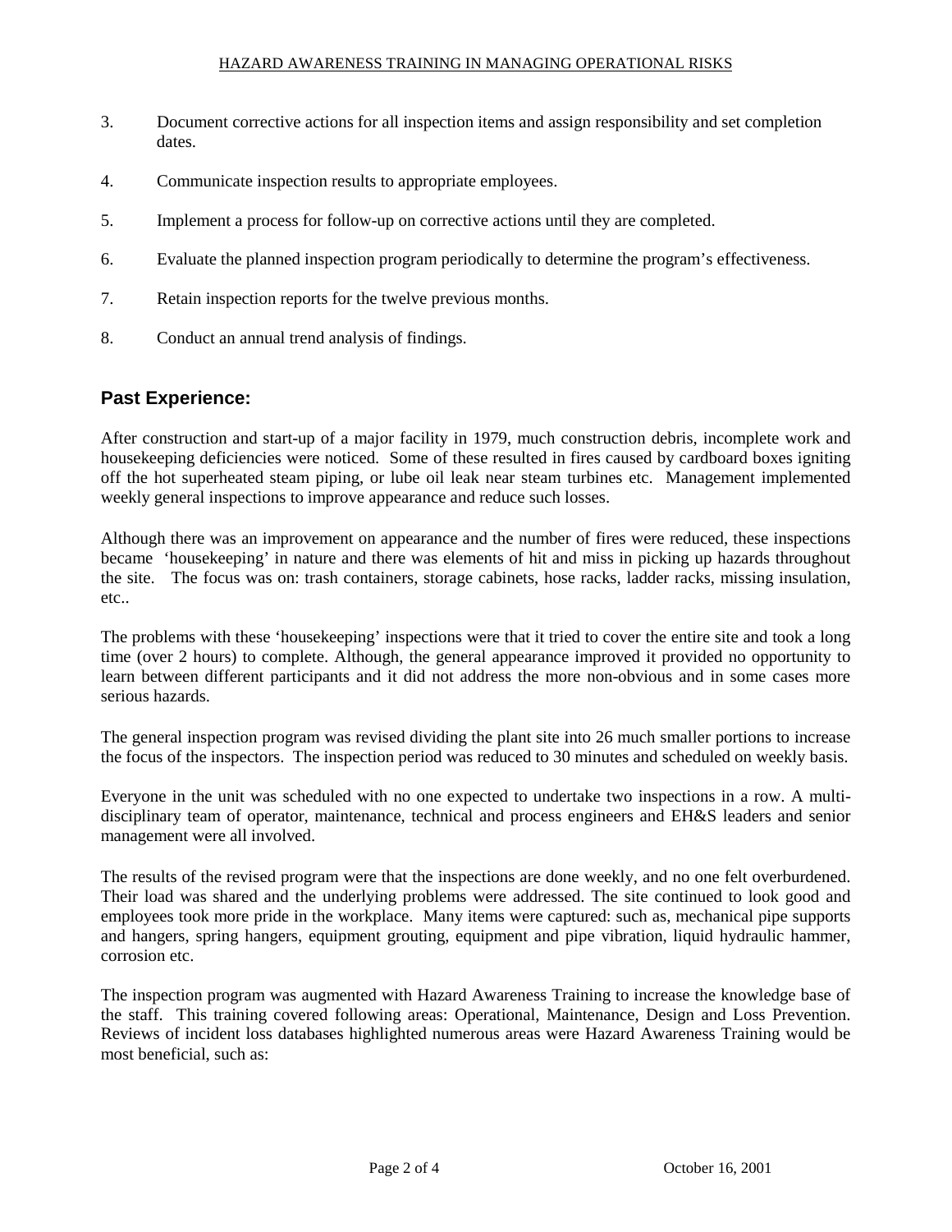3. Document corrective actions for all inspection items and assign responsibility and set completion dates.
4. Communicate inspection results to appropriate employees.
5. Implement a process for follow-up on corrective actions until they are completed.
6. Evaluate the planned inspection program periodically to determine the program's effectiveness.
7. Retain inspection reports for the twelve previous months.
8. Conduct an annual trend analysis of findings.

## Past Experience:

After construction and start-up of a major facility in 1979, much construction debris, incomplete work and housekeeping deficiencies were noticed. Some of these resulted in fires caused by cardboard boxes igniting off the hot superheated steam piping, or lube oil leak near steam turbines etc. Management implemented weekly general inspections to improve appearance and reduce such losses.

Although there was an improvement on appearance and the number of fires were reduced, these inspections became 'housekeeping' in nature and there was elements of hit and miss in picking up hazards throughout the site. The focus was on: trash containers, storage cabinets, hose racks, ladder racks, missing insulation, etc..

The problems with these 'housekeeping' inspections were that it tried to cover the entire site and took a long time (over 2 hours) to complete. Although, the general appearance improved it provided no opportunity to learn between different participants and it did not address the more non-obvious and in some cases more serious hazards.

The general inspection program was revised dividing the plant site into 26 much smaller portions to increase the focus of the inspectors. The inspection period was reduced to 30 minutes and scheduled on weekly basis.

Everyone in the unit was scheduled with no one expected to undertake two inspections in a row. A multi-disciplinary team of operator, maintenance, technical and process engineers and EH&S leaders and senior management were all involved.

The results of the revised program were that the inspections are done weekly, and no one felt overburdened. Their load was shared and the underlying problems were addressed. The site continued to look good and employees took more pride in the workplace. Many items were captured: such as, mechanical pipe supports and hangers, spring hangers, equipment grouting, equipment and pipe vibration, liquid hydraulic hammer, corrosion etc.

The inspection program was augmented with Hazard Awareness Training to increase the knowledge base of the staff. This training covered following areas: Operational, Maintenance, Design and Loss Prevention. Reviews of incident loss databases highlighted numerous areas were Hazard Awareness Training would be most beneficial, such as: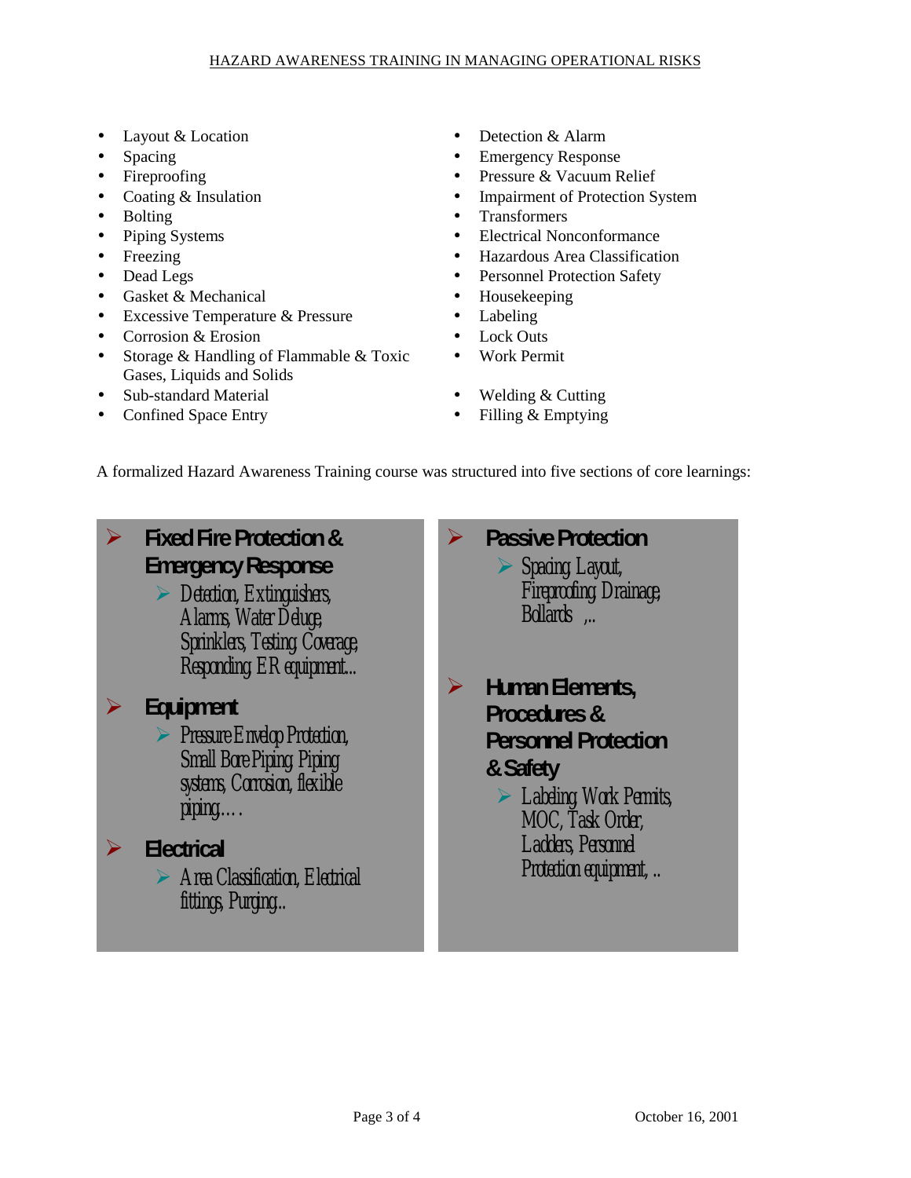- Layout & Location
- Spacing
- Fireproofing
- Coating & Insulation
- Bolting
- Piping Systems
- Freezing
- Dead Legs
- Gasket & Mechanical
- Excessive Temperature & Pressure
- Corrosion & Erosion
- Storage & Handling of Flammable & Toxic Gases, Liquids and Solids
- Sub-standard Material
- Confined Space Entry
- Detection & Alarm
- Emergency Response
- Pressure & Vacuum Relief
- Impairment of Protection System
- Transformers
- Electrical Nonconformance
- Hazardous Area Classification
- Personnel Protection Safety
- Housekeeping
- Labeling
- Lock Outs
- Work Permit
- Welding & Cutting
- Filling & Emptying

A formalized Hazard Awareness Training course was structured into five sections of core learnings:

- **Fixed Fire Protection & Emergency Response**
  - Detection, Extinguishers, Alarms, Water Deluge, Sprinklers, Testing, Coverage, Responding, ER equipment...
- **Equipment**
  - Pressure Envelop Protection, Small Bore Piping, Piping systems, Corrosion, flexible piping….
- **Electrical**
  - Area Classification, Electrical fittings, Purging..
- **Passive Protection**
  - Spacing, Layout, Fireproofing, Drainage, Bollards ,..
- **Human Elements, Procedures & Personnel Protection & Safety**
  - Labeling, Work Permits, MOC, Task Order, Ladders, Personnel Protection equipment, ..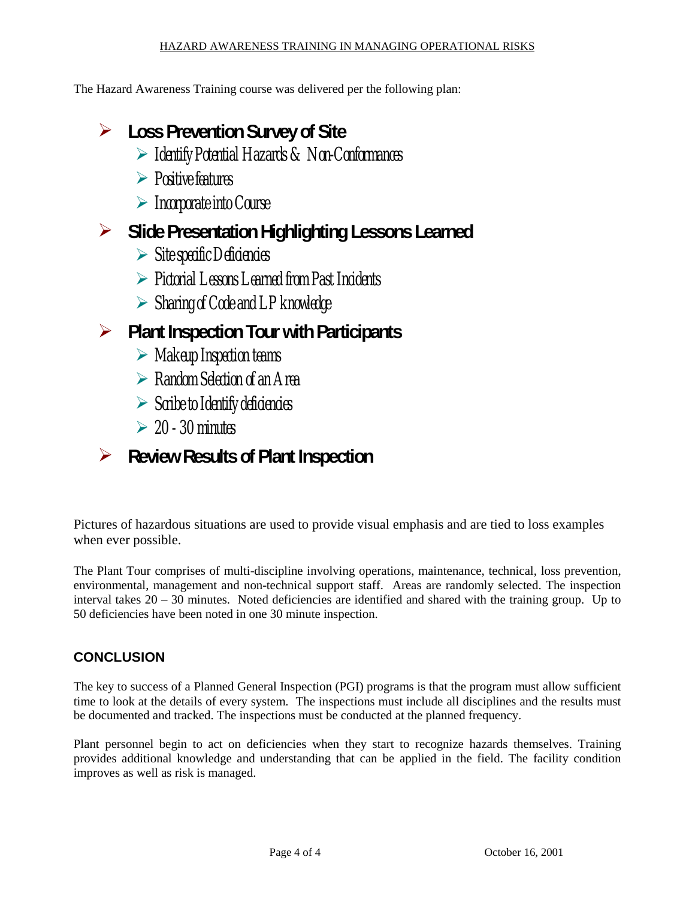The Hazard Awareness Training course was delivered per the following plan:

- **Loss Prevention Survey of Site**
  - Identify Potential Hazards & Non-Conformances
  - Positive features
  - Incorporate into Course
- **Slide Presentation Highlighting Lessons Learned**
  - Site specific Deficiencies
  - Pictorial Lessons Learned from Past Incidents
  - Sharing of Code and LP knowledge
- **Plant Inspection Tour with Participants**
  - Makeup Inspection teams
  - Random Selection of an Area
  - Scribe to Identify deficiencies
  - 20 - 30 minutes
- **Review Results of Plant Inspection**

Pictures of hazardous situations are used to provide visual emphasis and are tied to loss examples when ever possible.

The Plant Tour comprises of multi-discipline involving operations, maintenance, technical, loss prevention, environmental, management and non-technical support staff. Areas are randomly selected. The inspection interval takes 20 – 30 minutes. Noted deficiencies are identified and shared with the training group. Up to 50 deficiencies have been noted in one 30 minute inspection.

## CONCLUSION

The key to success of a Planned General Inspection (PGI) programs is that the program must allow sufficient time to look at the details of every system. The inspections must include all disciplines and the results must be documented and tracked. The inspections must be conducted at the planned frequency.

Plant personnel begin to act on deficiencies when they start to recognize hazards themselves. Training provides additional knowledge and understanding that can be applied in the field. The facility condition improves as well as risk is managed.